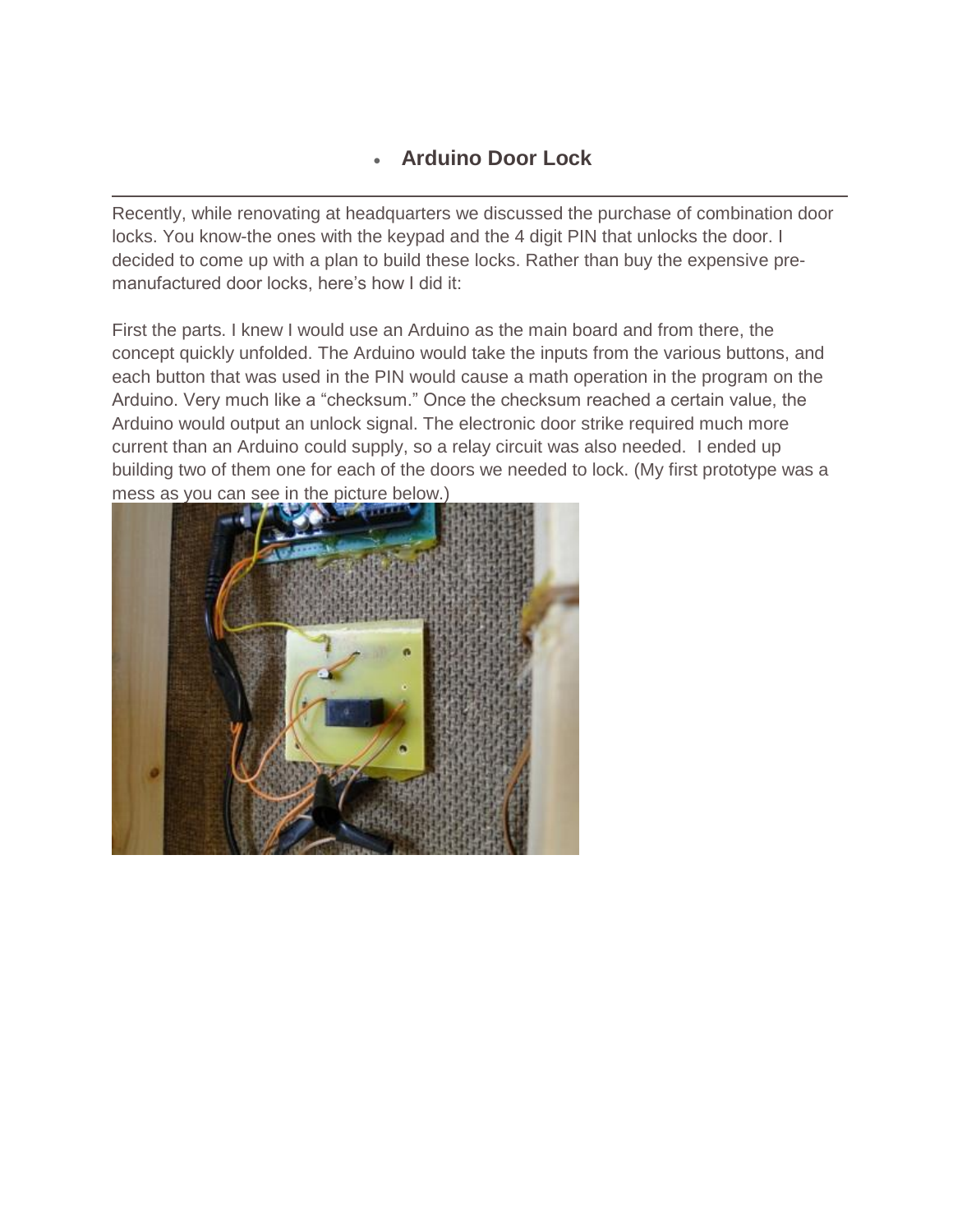- **Arduino Door Lock**

---

Recently, while renovating at headquarters we discussed the purchase of combination door locks. You know-the ones with the keypad and the 4 digit PIN that unlocks the door. I decided to come up with a plan to build these locks. Rather than buy the expensive pre-manufactured door locks, here's how I did it:

First the parts. I knew I would use an Arduino as the main board and from there, the concept quickly unfolded. The Arduino would take the inputs from the various buttons, and each button that was used in the PIN would cause a math operation in the program on the Arduino. Very much like a "checksum." Once the checksum reached a certain value, the Arduino would output an unlock signal. The electronic door strike required much more current than an Arduino could supply, so a relay circuit was also needed. I ended up building two of them one for each of the doors we needed to lock. (My first prototype was a mess as you can see in the picture below.)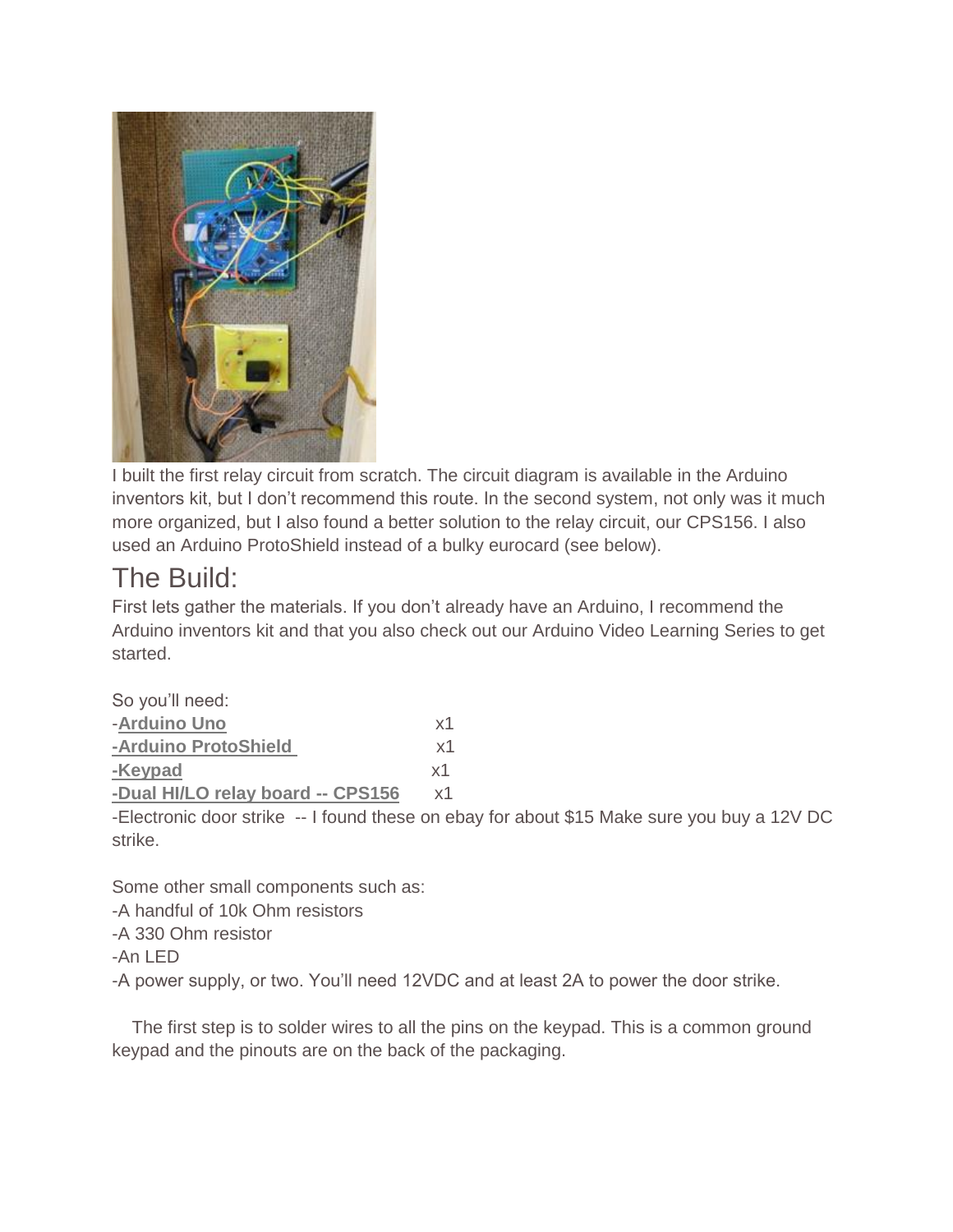I built the first relay circuit from scratch. The circuit diagram is available in the Arduino inventors kit, but I don't recommend this route. In the second system, not only was it much more organized, but I also found a better solution to the relay circuit, our CPS156. I also used an Arduino ProtoShield instead of a bulky eurocard (see below).

## The Build:

First lets gather the materials. If you don't already have an Arduino, I recommend the Arduino inventors kit and that you also check out our Arduino Video Learning Series to get started.

So you'll need:

- **Arduino Uno** x1
- **Arduino ProtoShield** x1
- **Keypad** x1
- **Dual HI/LO relay board -- CPS156** x1
- Electronic door strike -- I found these on ebay for about $15 Make sure you buy a 12V DC strike.

Some other small components such as:

- A handful of 10k Ohm resistors
- A 330 Ohm resistor
- An LED
- A power supply, or two. You'll need 12VDC and at least 2A to power the door strike.

The first step is to solder wires to all the pins on the keypad. This is a common ground keypad and the pinouts are on the back of the packaging.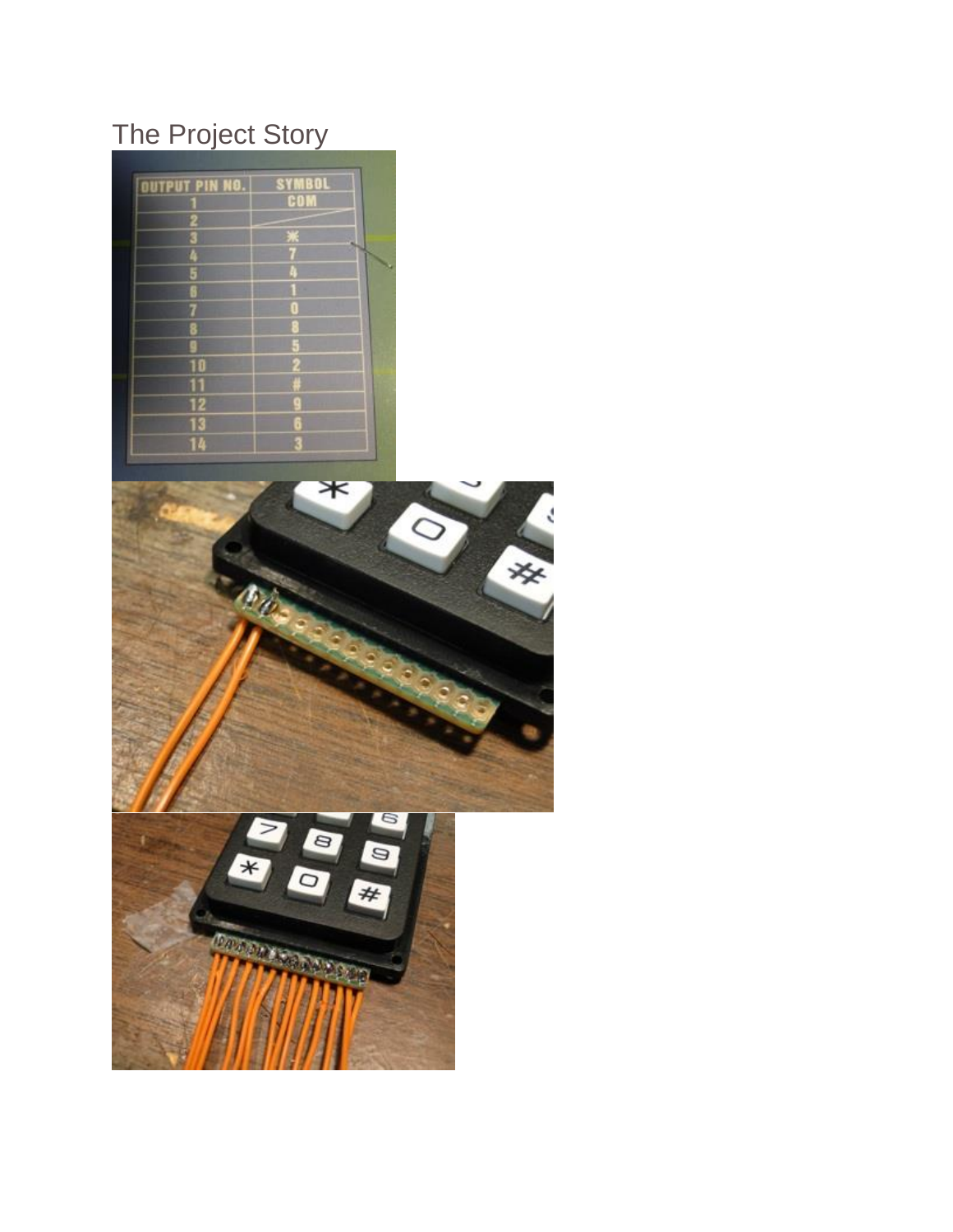## The Project Story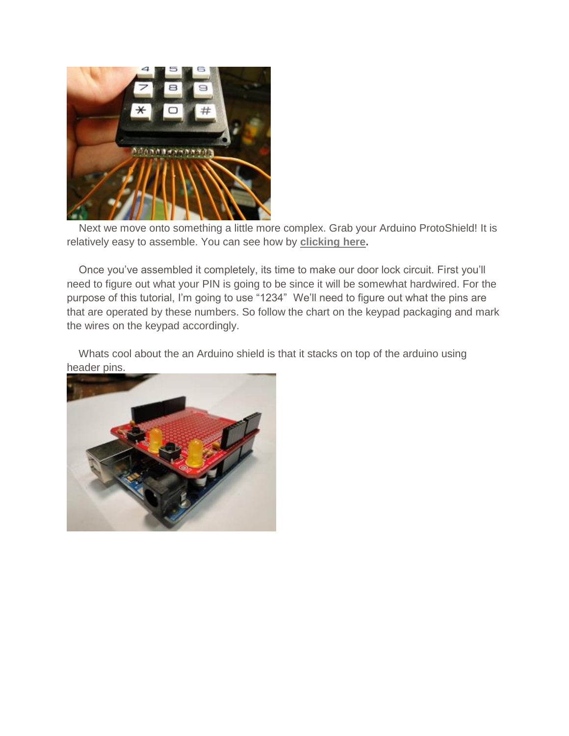Next we move onto something a little more complex. Grab your Arduino ProtoShield! It is relatively easy to assemble. You can see how by **clicking here.**

Once you've assembled it completely, its time to make our door lock circuit. First you'll need to figure out what your PIN is going to be since it will be somewhat hardwired. For the purpose of this tutorial, I'm going to use "1234" We'll need to figure out what the pins are that are operated by these numbers. So follow the chart on the keypad packaging and mark the wires on the keypad accordingly.

Whats cool about the an Arduino shield is that it stacks on top of the arduino using header pins.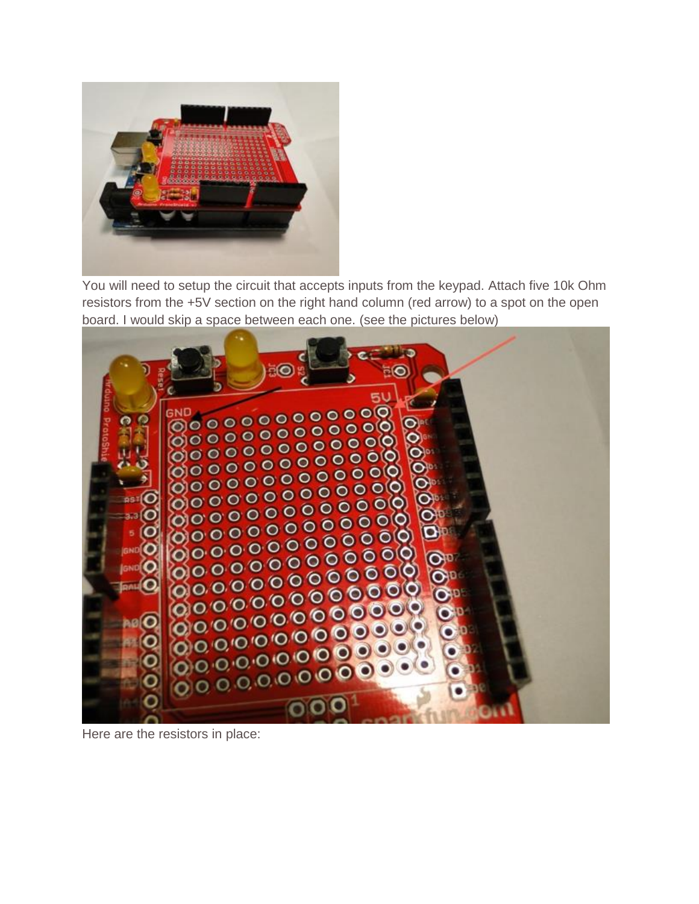You will need to setup the circuit that accepts inputs from the keypad. Attach five 10k Ohm resistors from the +5V section on the right hand column (red arrow) to a spot on the open board. I would skip a space between each one. (see the pictures below)

Here are the resistors in place: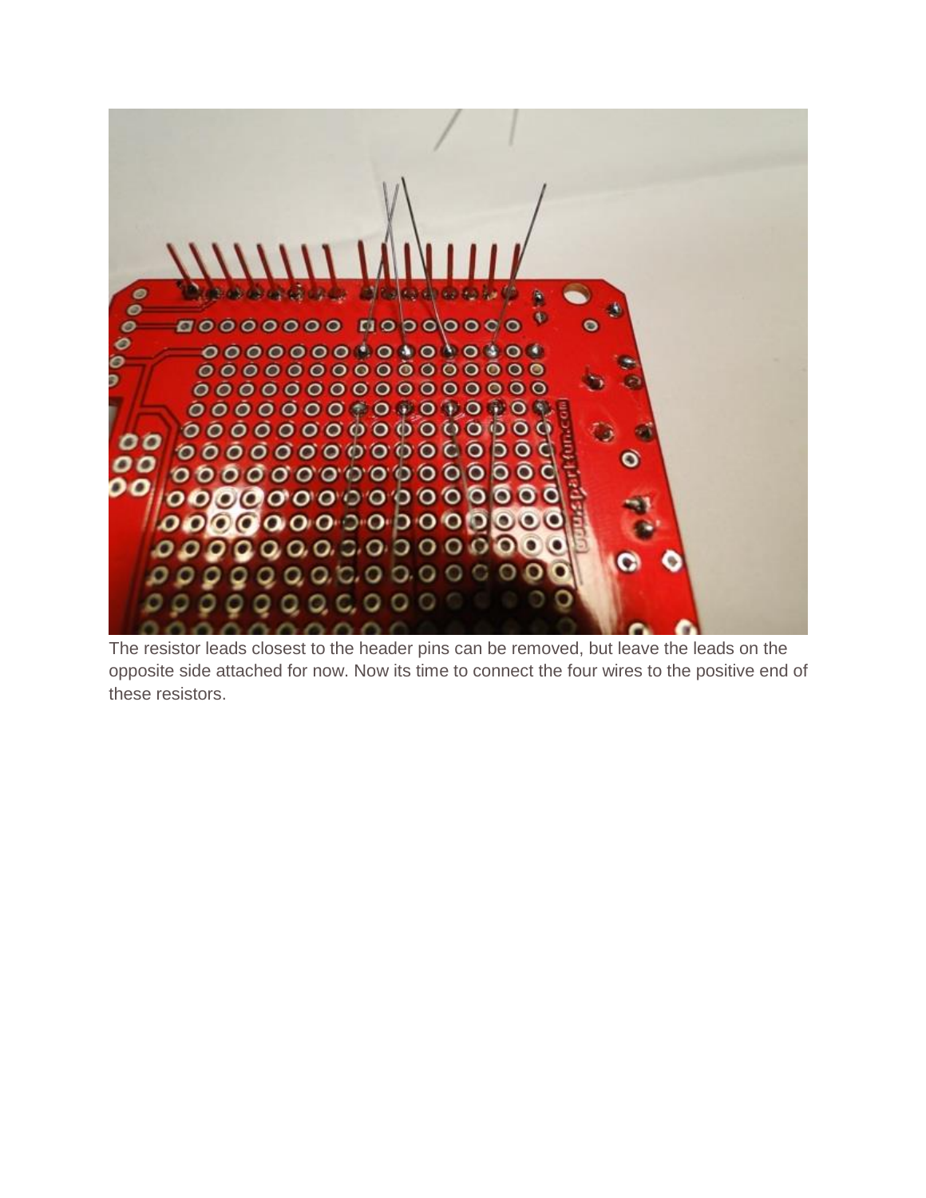The resistor leads closest to the header pins can be removed, but leave the leads on the opposite side attached for now. Now its time to connect the four wires to the positive end of these resistors.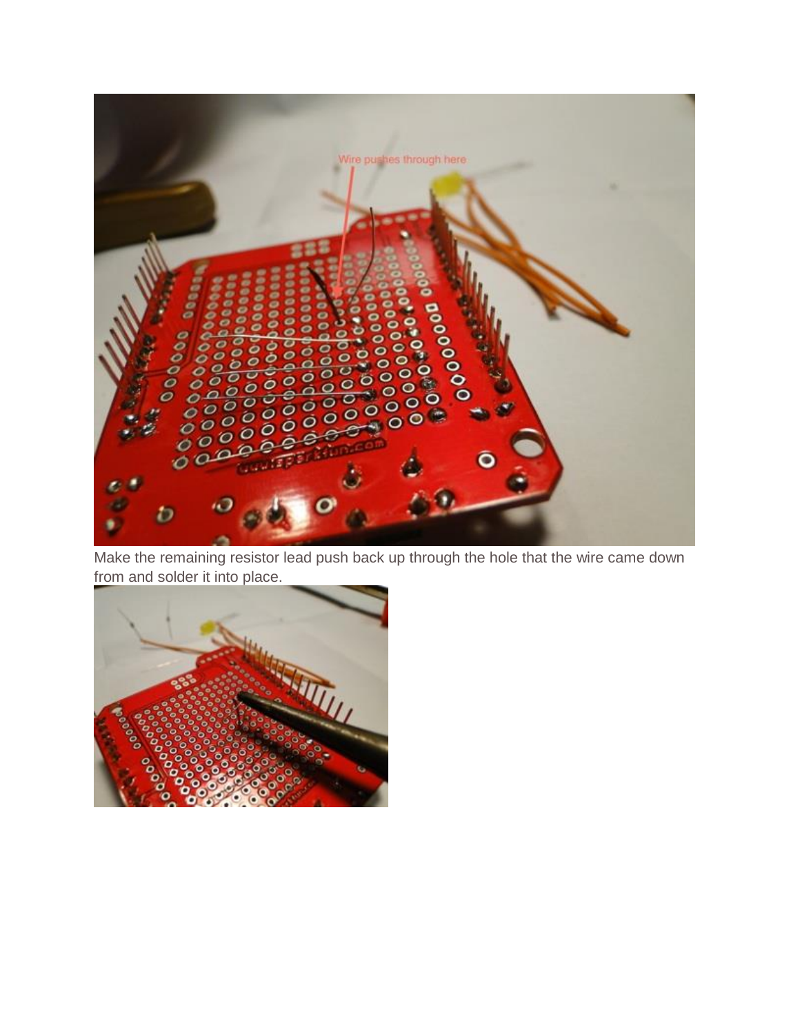Make the remaining resistor lead push back up through the hole that the wire came down from and solder it into place.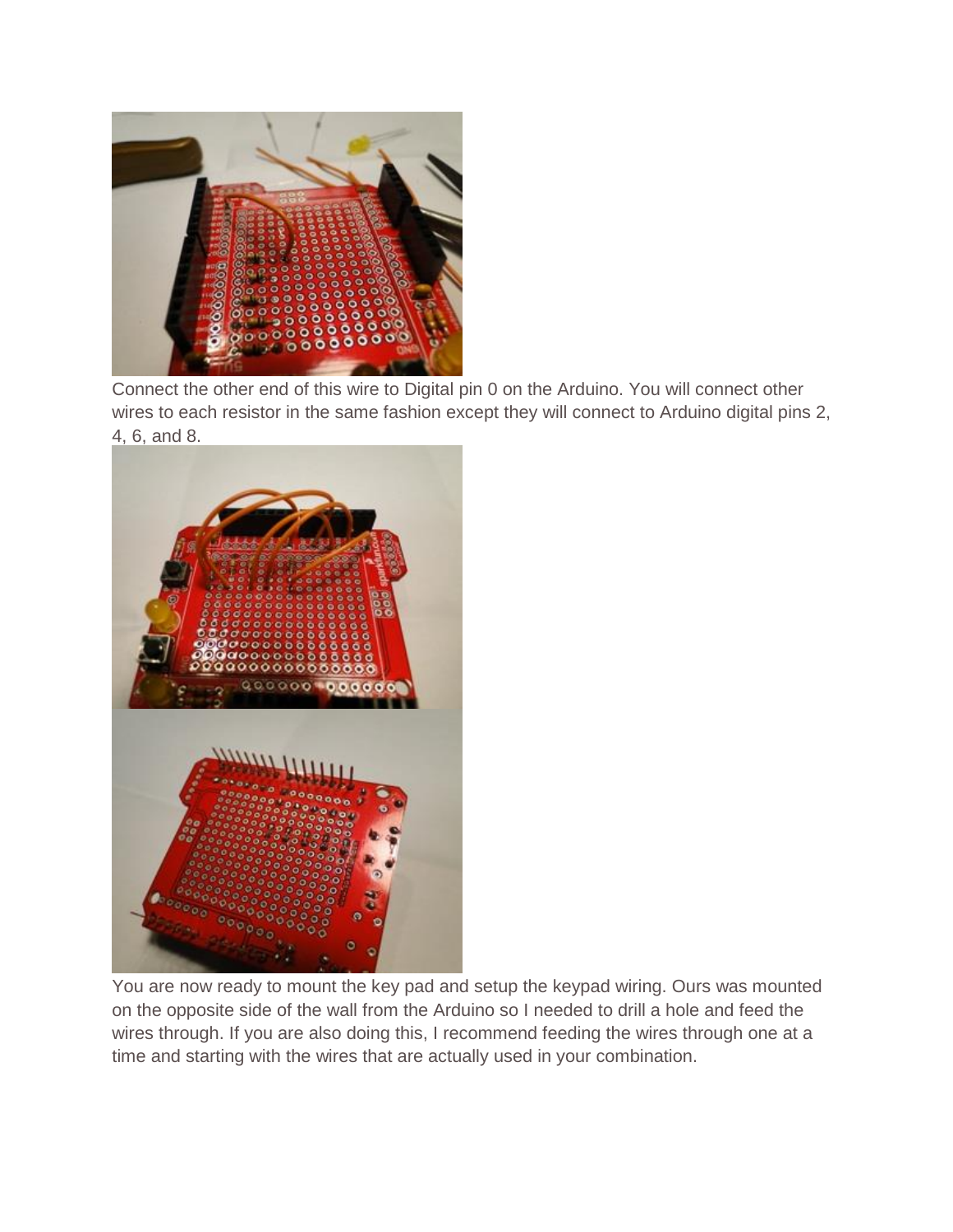Connect the other end of this wire to Digital pin 0 on the Arduino. You will connect other wires to each resistor in the same fashion except they will connect to Arduino digital pins 2, 4, 6, and 8.

You are now ready to mount the key pad and setup the keypad wiring. Ours was mounted on the opposite side of the wall from the Arduino so I needed to drill a hole and feed the wires through. If you are also doing this, I recommend feeding the wires through one at a time and starting with the wires that are actually used in your combination.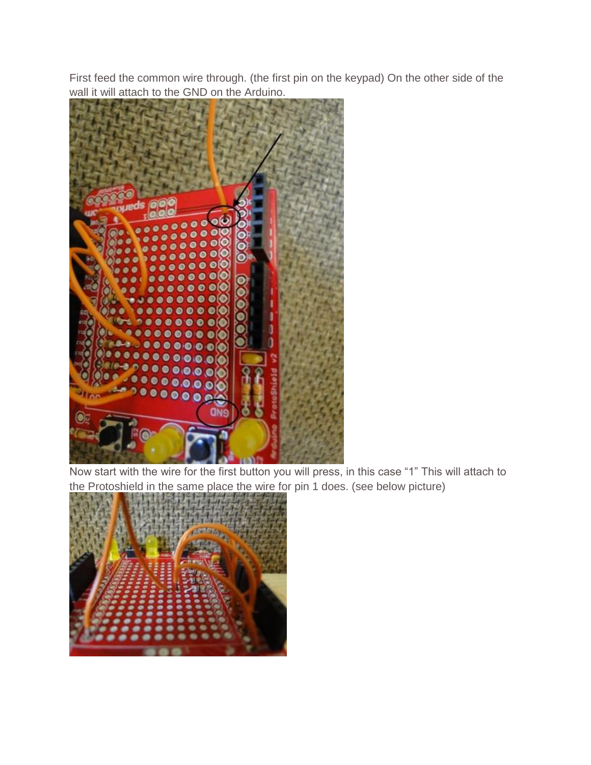First feed the common wire through. (the first pin on the keypad) On the other side of the wall it will attach to the GND on the Arduino.

Now start with the wire for the first button you will press, in this case “1” This will attach to the Protoshield in the same place the wire for pin 1 does. (see below picture)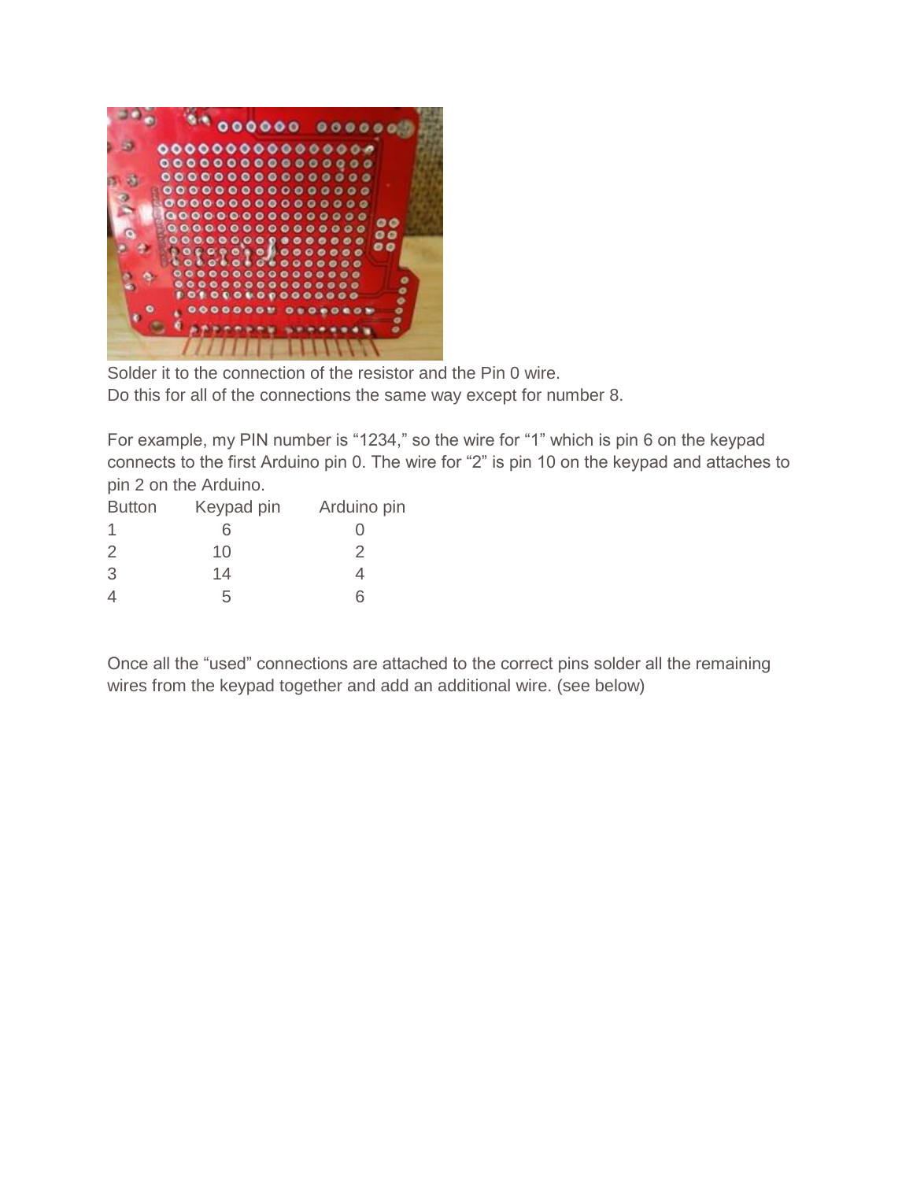Solder it to the connection of the resistor and the Pin 0 wire.
Do this for all of the connections the same way except for number 8.

For example, my PIN number is “1234,” so the wire for “1” which is pin 6 on the keypad connects to the first Arduino pin 0. The wire for “2” is pin 10 on the keypad and attaches to pin 2 on the Arduino.

| Button | Keypad pin | Arduino pin |
| --- | --- | --- |
| 1 | 6 | 0 |
| 2 | 10 | 2 |
| 3 | 14 | 4 |
| 4 | 5 | 6 |

Once all the “used” connections are attached to the correct pins solder all the remaining wires from the keypad together and add an additional wire. (see below)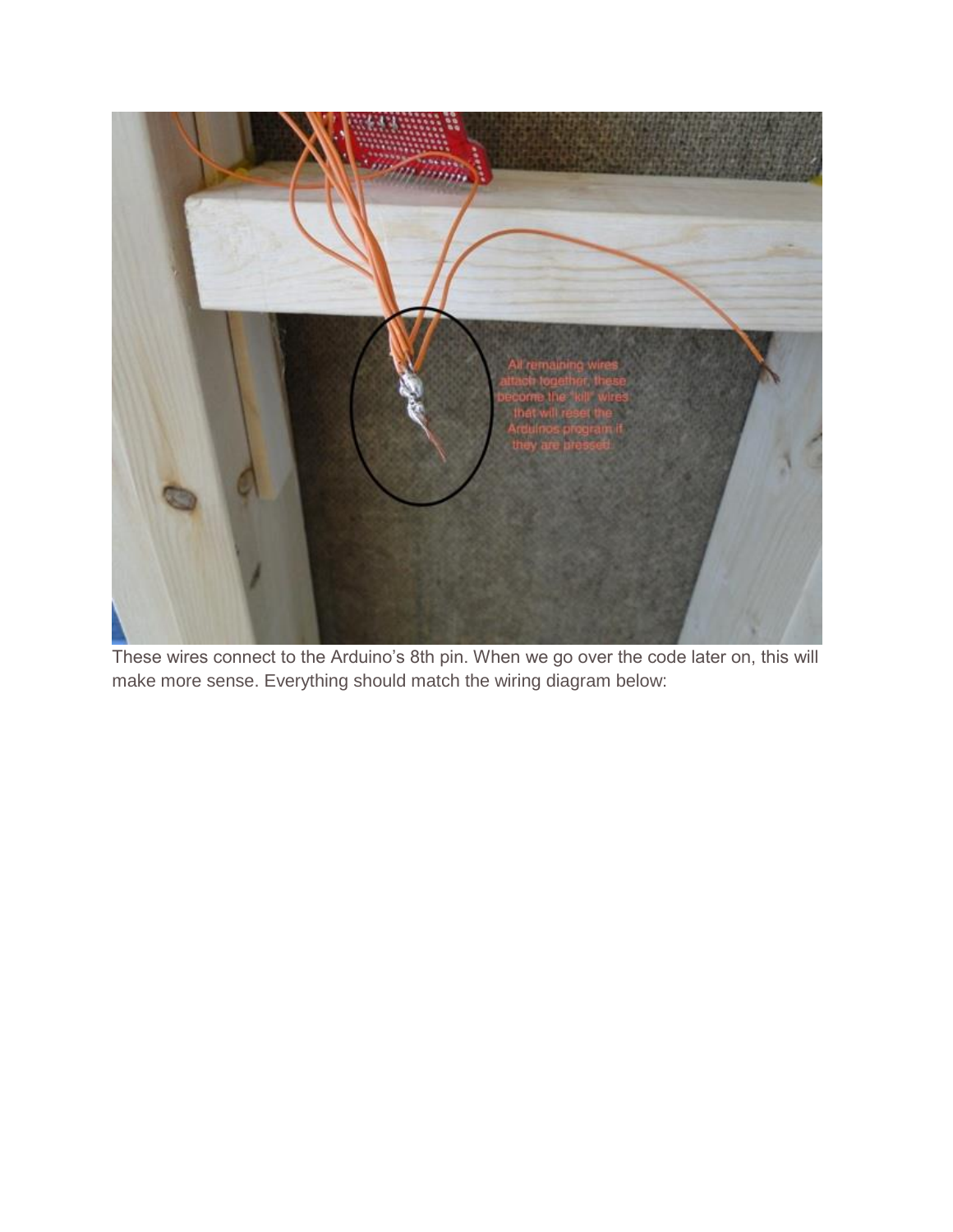These wires connect to the Arduino's 8th pin. When we go over the code later on, this will make more sense. Everything should match the wiring diagram below: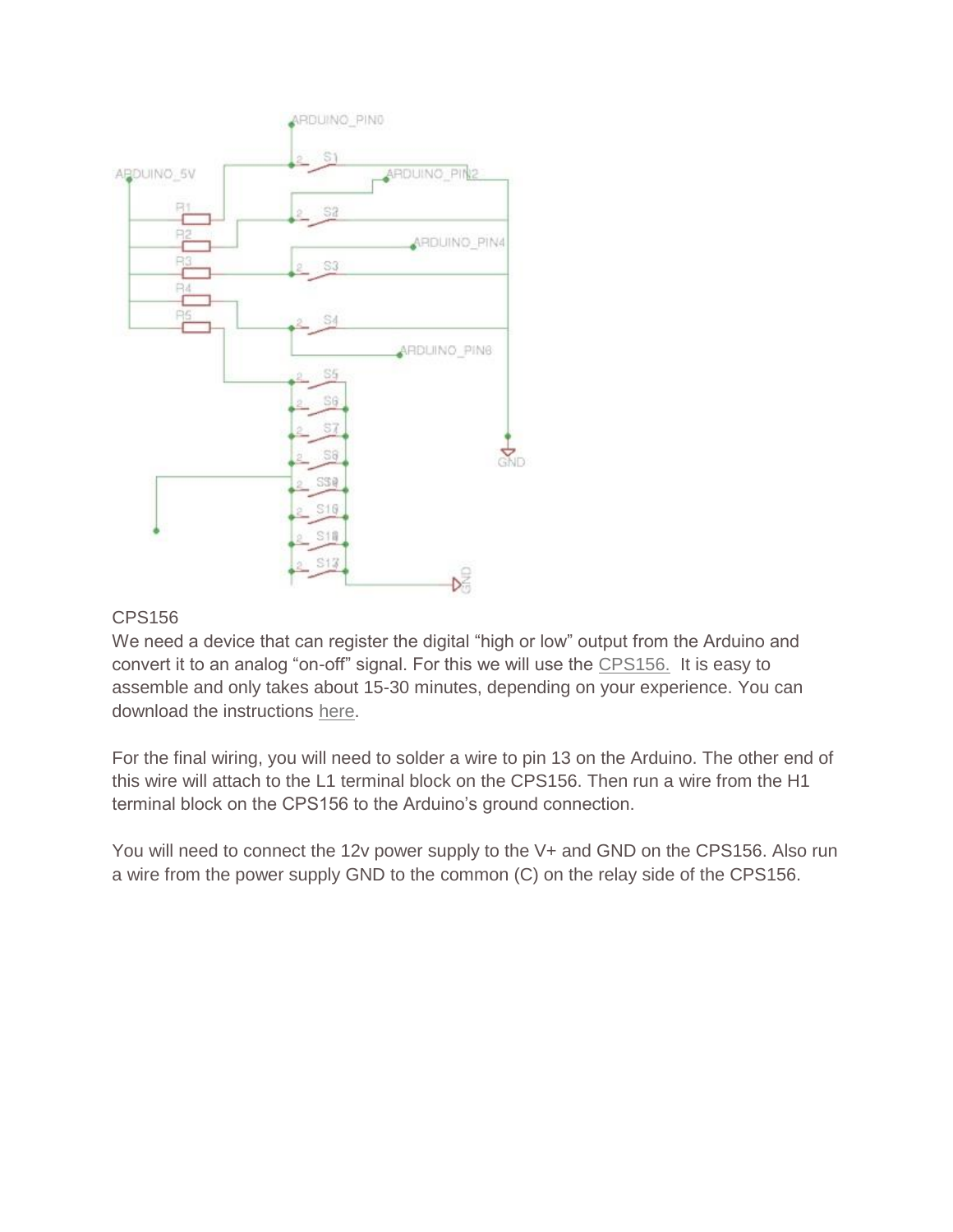CPS156

We need a device that can register the digital “high or low” output from the Arduino and convert it to an analog “on-off” signal. For this we will use the CPS156. It is easy to assemble and only takes about 15-30 minutes, depending on your experience. You can download the instructions here.

For the final wiring, you will need to solder a wire to pin 13 on the Arduino. The other end of this wire will attach to the L1 terminal block on the CPS156. Then run a wire from the H1 terminal block on the CPS156 to the Arduino’s ground connection.

You will need to connect the 12v power supply to the V+ and GND on the CPS156. Also run a wire from the power supply GND to the common (C) on the relay side of the CPS156.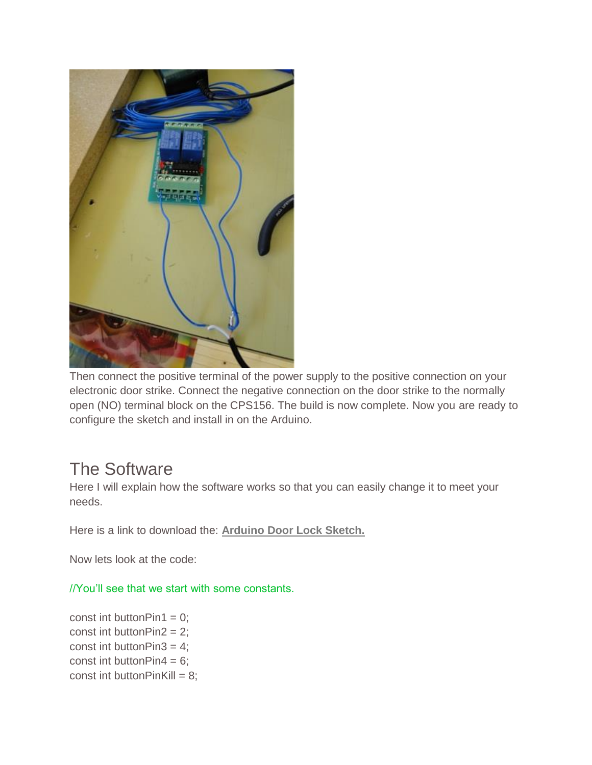Then connect the positive terminal of the power supply to the positive connection on your electronic door strike. Connect the negative connection on the door strike to the normally open (NO) terminal block on the CPS156. The build is now complete. Now you are ready to configure the sketch and install in on the Arduino.

## The Software

Here I will explain how the software works so that you can easily change it to meet your needs.

Here is a link to download the: **Arduino Door Lock Sketch.**

Now lets look at the code:

```
//You'll see that we start with some constants.

const int buttonPin1 = 0;
const int buttonPin2 = 2;
const int buttonPin3 = 4;
const int buttonPin4 = 6;
const int buttonPinKill = 8;
```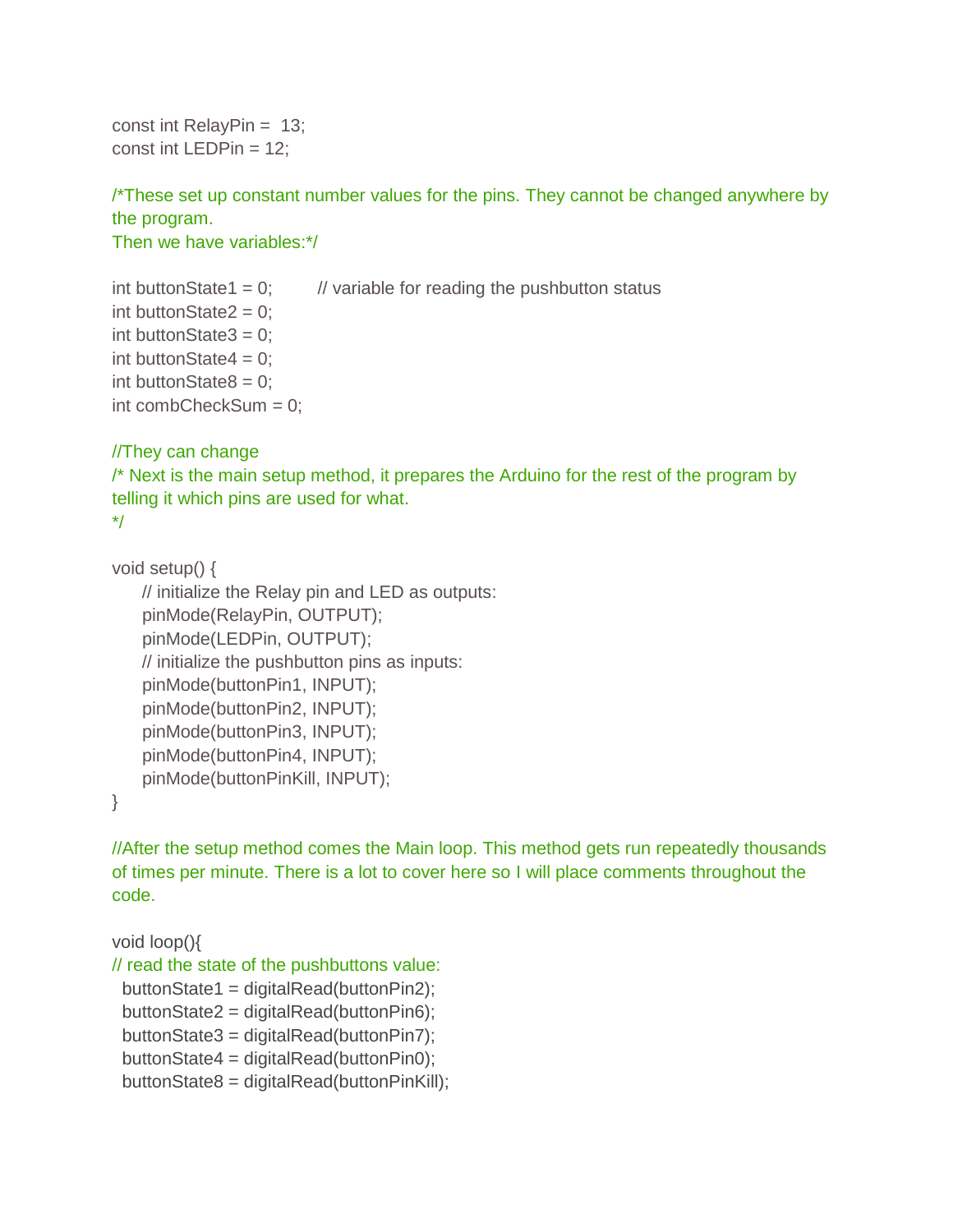```
const int RelayPin =  13;
const int LEDPin = 12;

/*These set up constant number values for the pins. They cannot be changed anywhere by the program.
Then we have variables:*/

int buttonState1 = 0;        // variable for reading the pushbutton status
int buttonState2 = 0;
int buttonState3 = 0;
int buttonState4 = 0;
int buttonState8 = 0;
int combCheckSum = 0;

//They can change
/* Next is the main setup method, it prepares the Arduino for the rest of the program by telling it which pins are used for what.
*/

void setup() {
     // initialize the Relay pin and LED as outputs:
     pinMode(RelayPin, OUTPUT);
     pinMode(LEDPin, OUTPUT);
     // initialize the pushbutton pins as inputs:
     pinMode(buttonPin1, INPUT);
     pinMode(buttonPin2, INPUT);
     pinMode(buttonPin3, INPUT);
     pinMode(buttonPin4, INPUT);
     pinMode(buttonPinKill, INPUT);
}

//After the setup method comes the Main loop. This method gets run repeatedly thousands of times per minute. There is a lot to cover here so I will place comments throughout the code.

void loop(){
// read the state of the pushbuttons value:
  buttonState1 = digitalRead(buttonPin2);
  buttonState2 = digitalRead(buttonPin6);
  buttonState3 = digitalRead(buttonPin7);
  buttonState4 = digitalRead(buttonPin0);
  buttonState8 = digitalRead(buttonPinKill);
```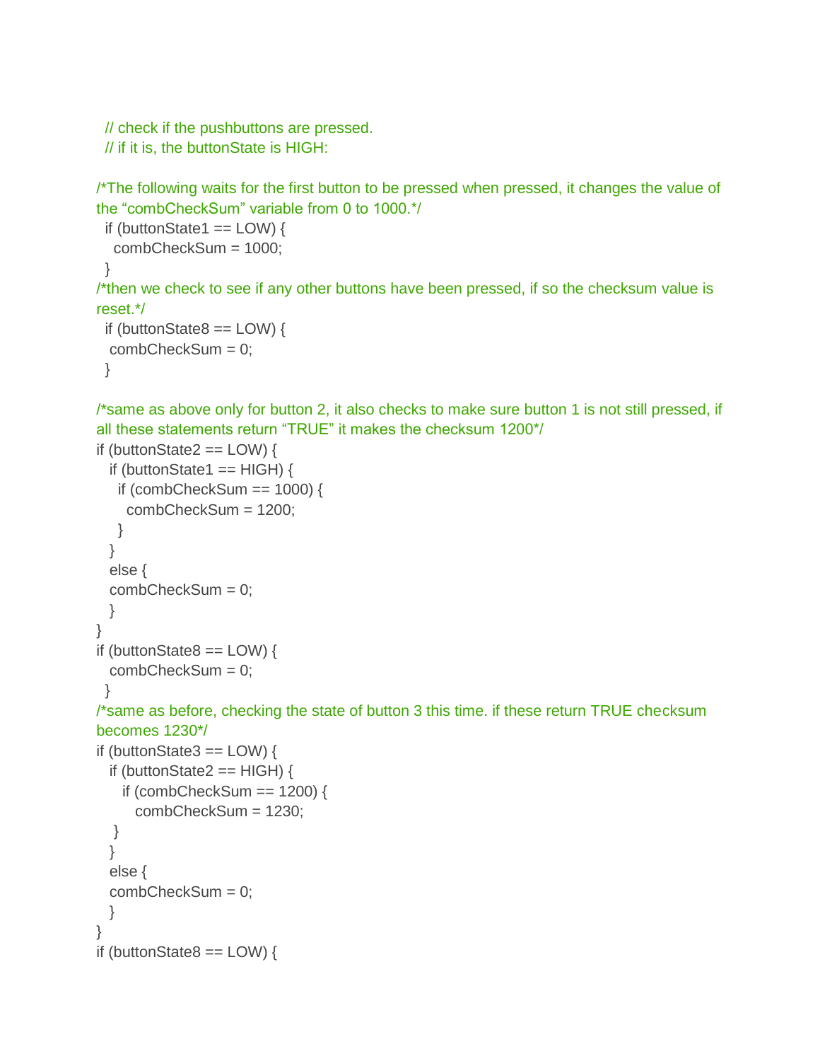```
  // check if the pushbuttons are pressed.
  // if it is, the buttonState is HIGH:

/*The following waits for the first button to be pressed when pressed, it changes the value of the "combCheckSum" variable from 0 to 1000.*/
  if (buttonState1 == LOW) {
    combCheckSum = 1000;
  }
/*then we check to see if any other buttons have been pressed, if so the checksum value is reset.*/
  if (buttonState8 == LOW) {
   combCheckSum = 0;
  }

/*same as above only for button 2, it also checks to make sure button 1 is not still pressed, if all these statements return "TRUE" it makes the checksum 1200*/
if (buttonState2 == LOW) {
   if (buttonState1 == HIGH) {
     if (combCheckSum == 1000) {
       combCheckSum = 1200;
     }
   }
   else {
   combCheckSum = 0;
   }
}
if (buttonState8 == LOW) {
   combCheckSum = 0;
  }
/*same as before, checking the state of button 3 this time. if these return TRUE checksum becomes 1230*/
if (buttonState3 == LOW) {
   if (buttonState2 == HIGH) {
      if (combCheckSum == 1200) {
         combCheckSum = 1230;
    }
   }
   else {
   combCheckSum = 0;
   }
}
if (buttonState8 == LOW) {
```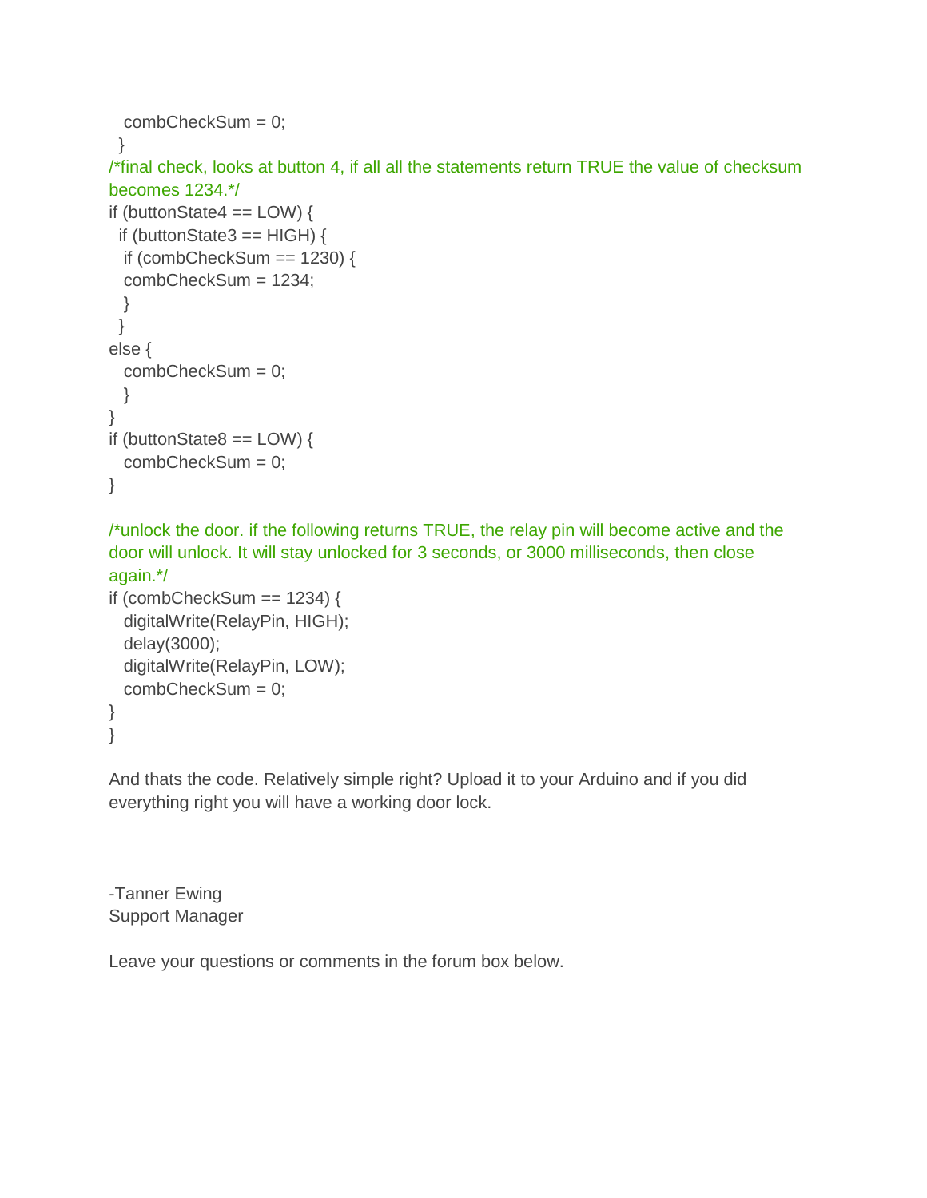```
  combCheckSum = 0;
 }
/*final check, looks at button 4, if all all the statements return TRUE the value of checksum becomes 1234.*/
if (buttonState4 == LOW) {
 if (buttonState3 == HIGH) {
  if (combCheckSum == 1230) {
  combCheckSum = 1234;
  }
 }
else {
  combCheckSum = 0;
  }
}
if (buttonState8 == LOW) {
  combCheckSum = 0;
}

/*unlock the door. if the following returns TRUE, the relay pin will become active and the door will unlock. It will stay unlocked for 3 seconds, or 3000 milliseconds, then close again.*/
if (combCheckSum == 1234) {
  digitalWrite(RelayPin, HIGH);
  delay(3000);
  digitalWrite(RelayPin, LOW);
  combCheckSum = 0;
}
}
```

And thats the code. Relatively simple right? Upload it to your Arduino and if you did everything right you will have a working door lock.

-Tanner Ewing
Support Manager

Leave your questions or comments in the forum box below.